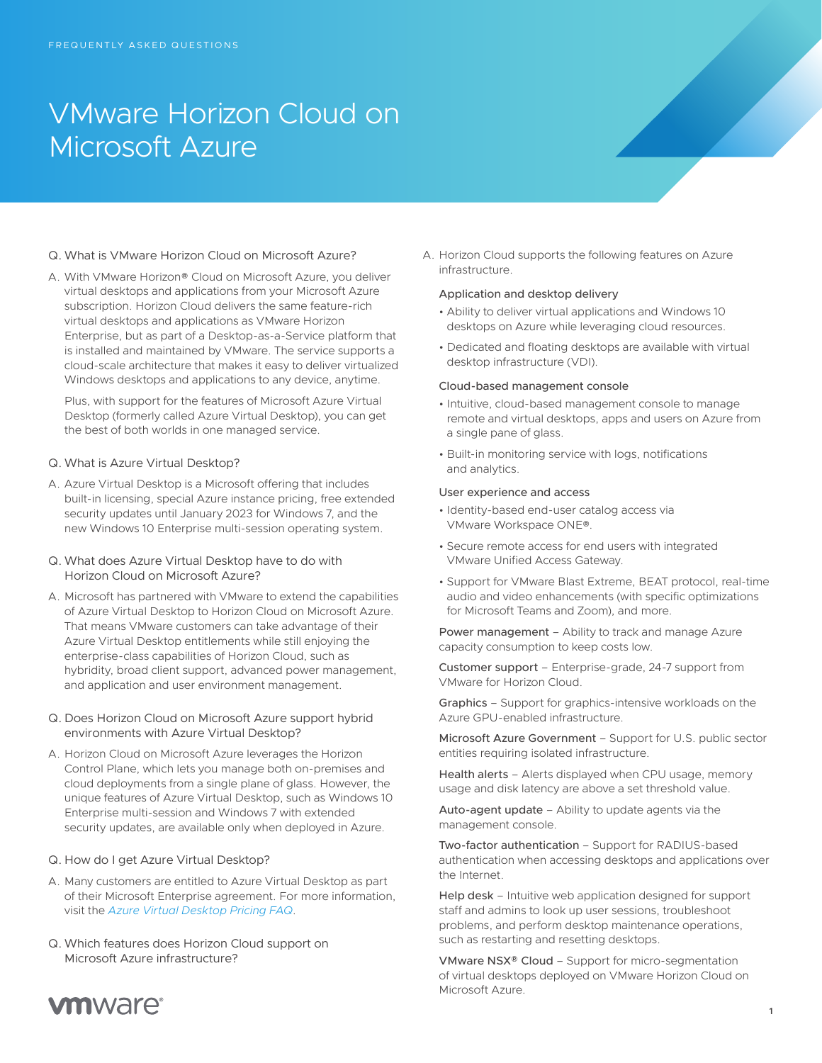FREQUENTLY ASKED QUESTIONS

# VMware Horizon Cloud on Microsoft Azure

**Q. What is VMware Horizon Cloud on Microsoft Azure?**

A. With VMware Horizon® Cloud on Microsoft Azure, you deliver virtual desktops and applications from your Microsoft Azure subscription. Horizon Cloud delivers the same feature-rich virtual desktops and applications as VMware Horizon Enterprise, but as part of a Desktop-as-a-Service platform that is installed and maintained by VMware. The service supports a cloud-scale architecture that makes it easy to deliver virtualized Windows desktops and applications to any device, anytime.

Plus, with support for the features of Microsoft Azure Virtual Desktop (formerly called Azure Virtual Desktop), you can get the best of both worlds in one managed service.

**Q. What is Azure Virtual Desktop?**

A. Azure Virtual Desktop is a Microsoft offering that includes built-in licensing, special Azure instance pricing, free extended security updates until January 2023 for Windows 7, and the new Windows 10 Enterprise multi-session operating system.

**Q. What does Azure Virtual Desktop have to do with Horizon Cloud on Microsoft Azure?**

A. Microsoft has partnered with VMware to extend the capabilities of Azure Virtual Desktop to Horizon Cloud on Microsoft Azure. That means VMware customers can take advantage of their Azure Virtual Desktop entitlements while still enjoying the enterprise-class capabilities of Horizon Cloud, such as hybridity, broad client support, advanced power management, and application and user environment management.

**Q. Does Horizon Cloud on Microsoft Azure support hybrid environments with Azure Virtual Desktop?**

A. Horizon Cloud on Microsoft Azure leverages the Horizon Control Plane, which lets you manage both on-premises and cloud deployments from a single plane of glass. However, the unique features of Azure Virtual Desktop, such as Windows 10 Enterprise multi-session and Windows 7 with extended security updates, are available only when deployed in Azure.

**Q. How do I get Azure Virtual Desktop?**

A. Many customers are entitled to Azure Virtual Desktop as part of their Microsoft Enterprise agreement. For more information, visit the *Azure Virtual Desktop Pricing FAQ*.

**Q. Which features does Horizon Cloud support on Microsoft Azure infrastructure?**

A. Horizon Cloud supports the following features on Azure infrastructure.

**Application and desktop delivery**

- Ability to deliver virtual applications and Windows 10 desktops on Azure while leveraging cloud resources.
- Dedicated and floating desktops are available with virtual desktop infrastructure (VDI).

**Cloud-based management console**

- Intuitive, cloud-based management console to manage remote and virtual desktops, apps and users on Azure from a single pane of glass.
- Built-in monitoring service with logs, notifications and analytics.

**User experience and access**

- Identity-based end-user catalog access via VMware Workspace ONE®.
- Secure remote access for end users with integrated VMware Unified Access Gateway.
- Support for VMware Blast Extreme, BEAT protocol, real-time audio and video enhancements (with specific optimizations for Microsoft Teams and Zoom), and more.

**Power management** – Ability to track and manage Azure capacity consumption to keep costs low.

**Customer support** – Enterprise-grade, 24-7 support from VMware for Horizon Cloud.

**Graphics** – Support for graphics-intensive workloads on the Azure GPU-enabled infrastructure.

**Microsoft Azure Government** – Support for U.S. public sector entities requiring isolated infrastructure.

**Health alerts** – Alerts displayed when CPU usage, memory usage and disk latency are above a set threshold value.

**Auto-agent update** – Ability to update agents via the management console.

**Two-factor authentication** – Support for RADIUS-based authentication when accessing desktops and applications over the Internet.

**Help desk** – Intuitive web application designed for support staff and admins to look up user sessions, troubleshoot problems, and perform desktop maintenance operations, such as restarting and resetting desktops.

**VMware NSX® Cloud** – Support for micro-segmentation of virtual desktops deployed on VMware Horizon Cloud on Microsoft Azure.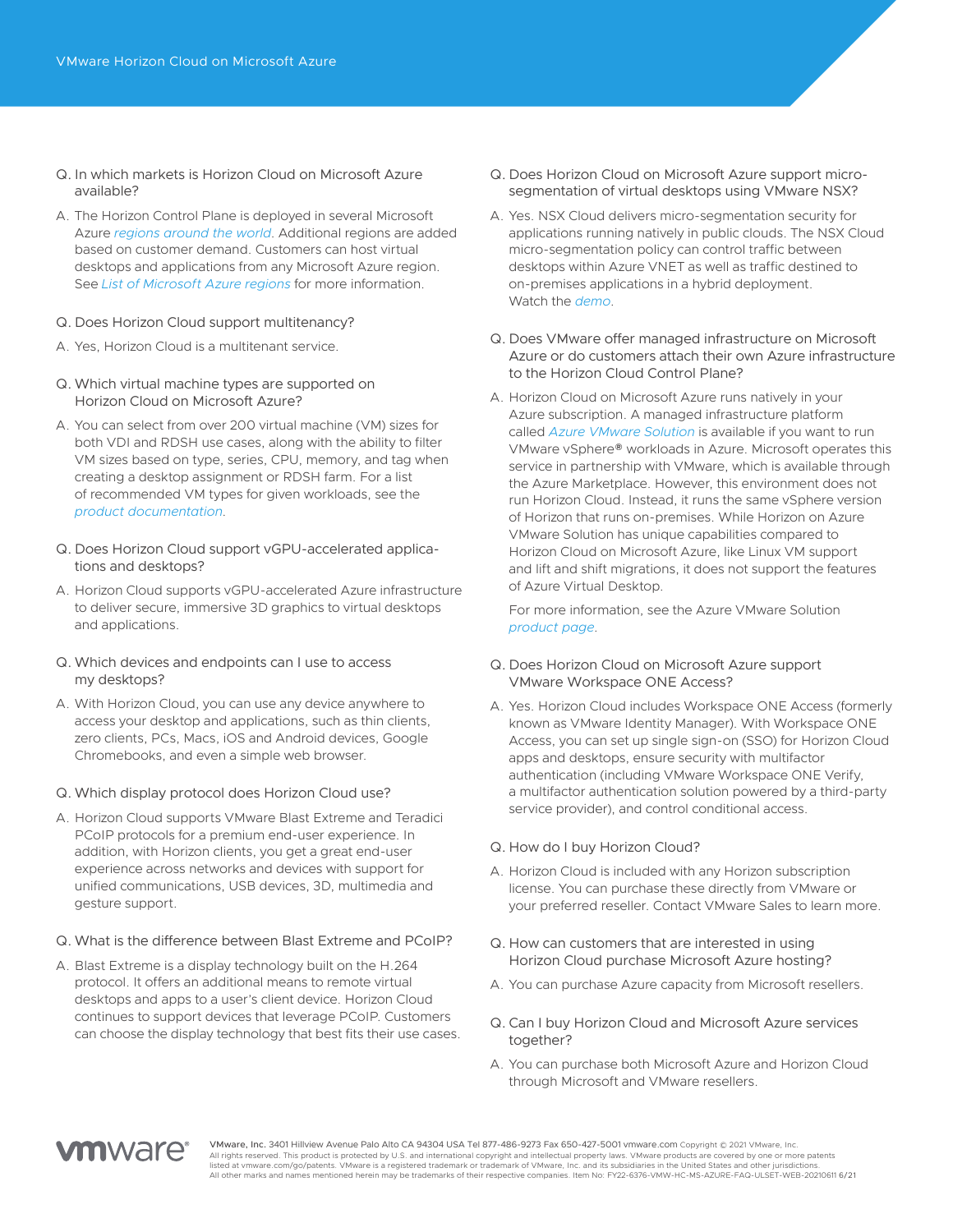Q. In which markets is Horizon Cloud on Microsoft Azure available?

A. The Horizon Control Plane is deployed in several Microsoft Azure *regions around the world*. Additional regions are added based on customer demand. Customers can host virtual desktops and applications from any Microsoft Azure region. See *List of Microsoft Azure regions* for more information.

Q. Does Horizon Cloud support multitenancy?

A. Yes, Horizon Cloud is a multitenant service.

Q. Which virtual machine types are supported on Horizon Cloud on Microsoft Azure?

A. You can select from over 200 virtual machine (VM) sizes for both VDI and RDSH use cases, along with the ability to filter VM sizes based on type, series, CPU, memory, and tag when creating a desktop assignment or RDSH farm. For a list of recommended VM types for given workloads, see the *product documentation*.

Q. Does Horizon Cloud support vGPU-accelerated applications and desktops?

A. Horizon Cloud supports vGPU-accelerated Azure infrastructure to deliver secure, immersive 3D graphics to virtual desktops and applications.

Q. Which devices and endpoints can I use to access my desktops?

A. With Horizon Cloud, you can use any device anywhere to access your desktop and applications, such as thin clients, zero clients, PCs, Macs, iOS and Android devices, Google Chromebooks, and even a simple web browser.

Q. Which display protocol does Horizon Cloud use?

A. Horizon Cloud supports VMware Blast Extreme and Teradici PCoIP protocols for a premium end-user experience. In addition, with Horizon clients, you get a great end-user experience across networks and devices with support for unified communications, USB devices, 3D, multimedia and gesture support.

Q. What is the difference between Blast Extreme and PCoIP?

A. Blast Extreme is a display technology built on the H.264 protocol. It offers an additional means to remote virtual desktops and apps to a user's client device. Horizon Cloud continues to support devices that leverage PCoIP. Customers can choose the display technology that best fits their use cases.

Q. Does Horizon Cloud on Microsoft Azure support micro-segmentation of virtual desktops using VMware NSX?

A. Yes. NSX Cloud delivers micro-segmentation security for applications running natively in public clouds. The NSX Cloud micro-segmentation policy can control traffic between desktops within Azure VNET as well as traffic destined to on-premises applications in a hybrid deployment. Watch the *demo*.

Q. Does VMware offer managed infrastructure on Microsoft Azure or do customers attach their own Azure infrastructure to the Horizon Cloud Control Plane?

A. Horizon Cloud on Microsoft Azure runs natively in your Azure subscription. A managed infrastructure platform called *Azure VMware Solution* is available if you want to run VMware vSphere® workloads in Azure. Microsoft operates this service in partnership with VMware, which is available through the Azure Marketplace. However, this environment does not run Horizon Cloud. Instead, it runs the same vSphere version of Horizon that runs on-premises. While Horizon on Azure VMware Solution has unique capabilities compared to Horizon Cloud on Microsoft Azure, like Linux VM support and lift and shift migrations, it does not support the features of Azure Virtual Desktop.

For more information, see the Azure VMware Solution *product page*.

Q. Does Horizon Cloud on Microsoft Azure support VMware Workspace ONE Access?

A. Yes. Horizon Cloud includes Workspace ONE Access (formerly known as VMware Identity Manager). With Workspace ONE Access, you can set up single sign-on (SSO) for Horizon Cloud apps and desktops, ensure security with multifactor authentication (including VMware Workspace ONE Verify, a multifactor authentication solution powered by a third-party service provider), and control conditional access.

Q. How do I buy Horizon Cloud?

A. Horizon Cloud is included with any Horizon subscription license. You can purchase these directly from VMware or your preferred reseller. Contact VMware Sales to learn more.

Q. How can customers that are interested in using Horizon Cloud purchase Microsoft Azure hosting?

A. You can purchase Azure capacity from Microsoft resellers.

Q. Can I buy Horizon Cloud and Microsoft Azure services together?

A. You can purchase both Microsoft Azure and Horizon Cloud through Microsoft and VMware resellers.

VMware, Inc. 3401 Hillview Avenue Palo Alto CA 94304 USA Tel 877-486-9273 Fax 650-427-5001 vmware.com Copyright © 2021 VMware, Inc. All rights reserved. This product is protected by U.S. and international copyright and intellectual property laws. VMware products are covered by one or more patents listed at vmware.com/go/patents. VMware is a registered trademark or trademark of VMware, Inc. and its subsidiaries in the United States and other jurisdictions. All other marks and names mentioned herein may be trademarks of their respective companies. Item No: FY22-6376-VMW-HC-MS-AZURE-FAQ-ULSET-WEB-20210611 6/21